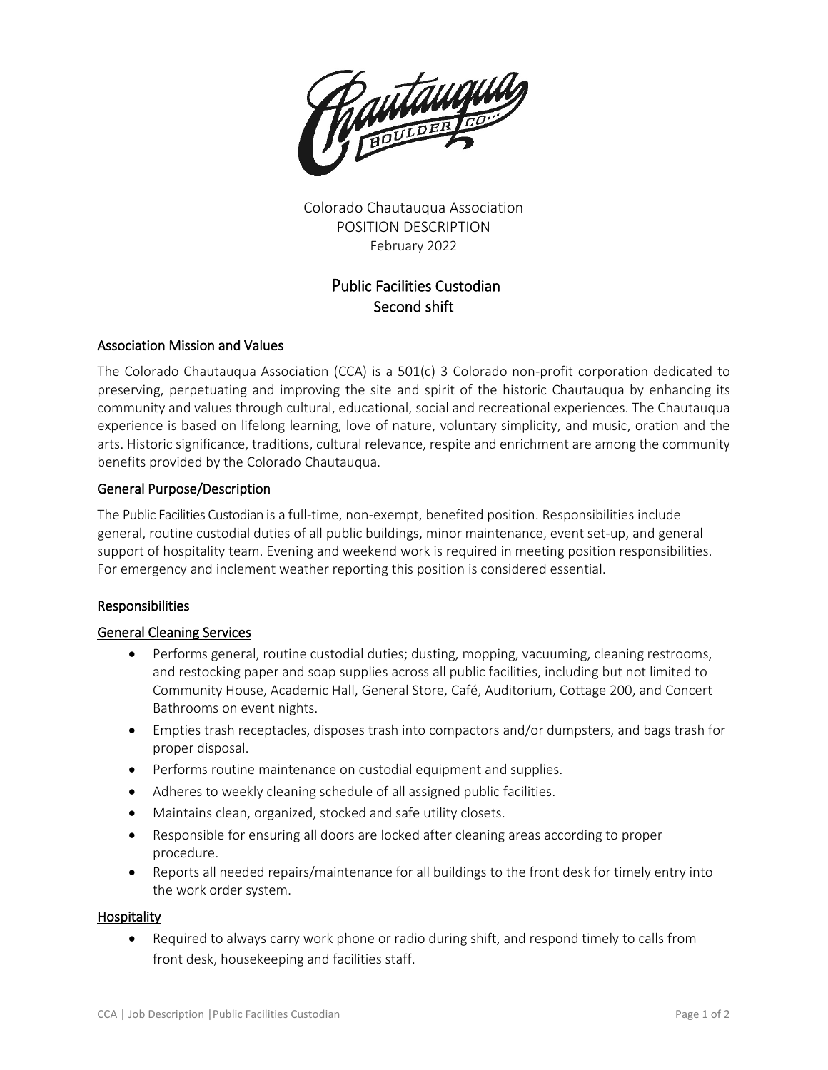Colorado Chautauqua Association
POSITION DESCRIPTION
February 2022

# Public Facilities Custodian
# Second shift

## Association Mission and Values

The Colorado Chautauqua Association (CCA) is a 501(c) 3 Colorado non-profit corporation dedicated to preserving, perpetuating and improving the site and spirit of the historic Chautauqua by enhancing its community and values through cultural, educational, social and recreational experiences. The Chautauqua experience is based on lifelong learning, love of nature, voluntary simplicity, and music, oration and the arts. Historic significance, traditions, cultural relevance, respite and enrichment are among the community benefits provided by the Colorado Chautauqua.

## General Purpose/Description

The Public Facilities Custodian is a full-time, non-exempt, benefited position. Responsibilities include general, routine custodial duties of all public buildings, minor maintenance, event set-up, and general support of hospitality team. Evening and weekend work is required in meeting position responsibilities. For emergency and inclement weather reporting this position is considered essential.

## Responsibilities

### General Cleaning Services

- Performs general, routine custodial duties; dusting, mopping, vacuuming, cleaning restrooms, and restocking paper and soap supplies across all public facilities, including but not limited to Community House, Academic Hall, General Store, Café, Auditorium, Cottage 200, and Concert Bathrooms on event nights.
- Empties trash receptacles, disposes trash into compactors and/or dumpsters, and bags trash for proper disposal.
- Performs routine maintenance on custodial equipment and supplies.
- Adheres to weekly cleaning schedule of all assigned public facilities.
- Maintains clean, organized, stocked and safe utility closets.
- Responsible for ensuring all doors are locked after cleaning areas according to proper procedure.
- Reports all needed repairs/maintenance for all buildings to the front desk for timely entry into the work order system.

### Hospitality

- Required to always carry work phone or radio during shift, and respond timely to calls from front desk, housekeeping and facilities staff.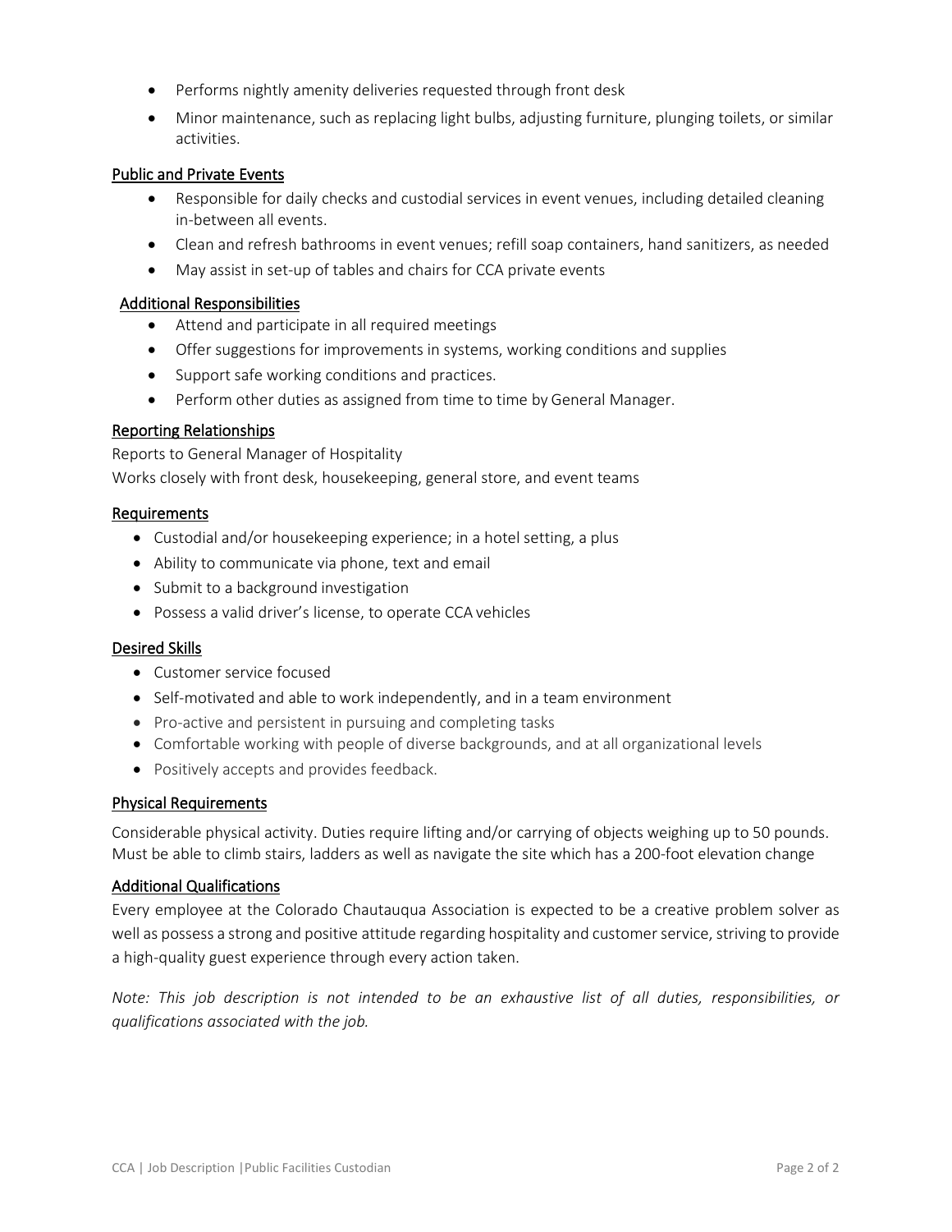- Performs nightly amenity deliveries requested through front desk
- Minor maintenance, such as replacing light bulbs, adjusting furniture, plunging toilets, or similar activities.

## Public and Private Events

- Responsible for daily checks and custodial services in event venues, including detailed cleaning in-between all events.
- Clean and refresh bathrooms in event venues; refill soap containers, hand sanitizers, as needed
- May assist in set-up of tables and chairs for CCA private events

## Additional Responsibilities

- Attend and participate in all required meetings
- Offer suggestions for improvements in systems, working conditions and supplies
- Support safe working conditions and practices.
- Perform other duties as assigned from time to time by General Manager.

## Reporting Relationships

Reports to General Manager of Hospitality
Works closely with front desk, housekeeping, general store, and event teams

## Requirements

- Custodial and/or housekeeping experience; in a hotel setting, a plus
- Ability to communicate via phone, text and email
- Submit to a background investigation
- Possess a valid driver's license, to operate CCA vehicles

## Desired Skills

- Customer service focused
- Self-motivated and able to work independently, and in a team environment
- Pro-active and persistent in pursuing and completing tasks
- Comfortable working with people of diverse backgrounds, and at all organizational levels
- Positively accepts and provides feedback.

## Physical Requirements

Considerable physical activity. Duties require lifting and/or carrying of objects weighing up to 50 pounds. Must be able to climb stairs, ladders as well as navigate the site which has a 200-foot elevation change

## Additional Qualifications

Every employee at the Colorado Chautauqua Association is expected to be a creative problem solver as well as possess a strong and positive attitude regarding hospitality and customer service, striving to provide a high-quality guest experience through every action taken.

*Note: This job description is not intended to be an exhaustive list of all duties, responsibilities, or qualifications associated with the job.*